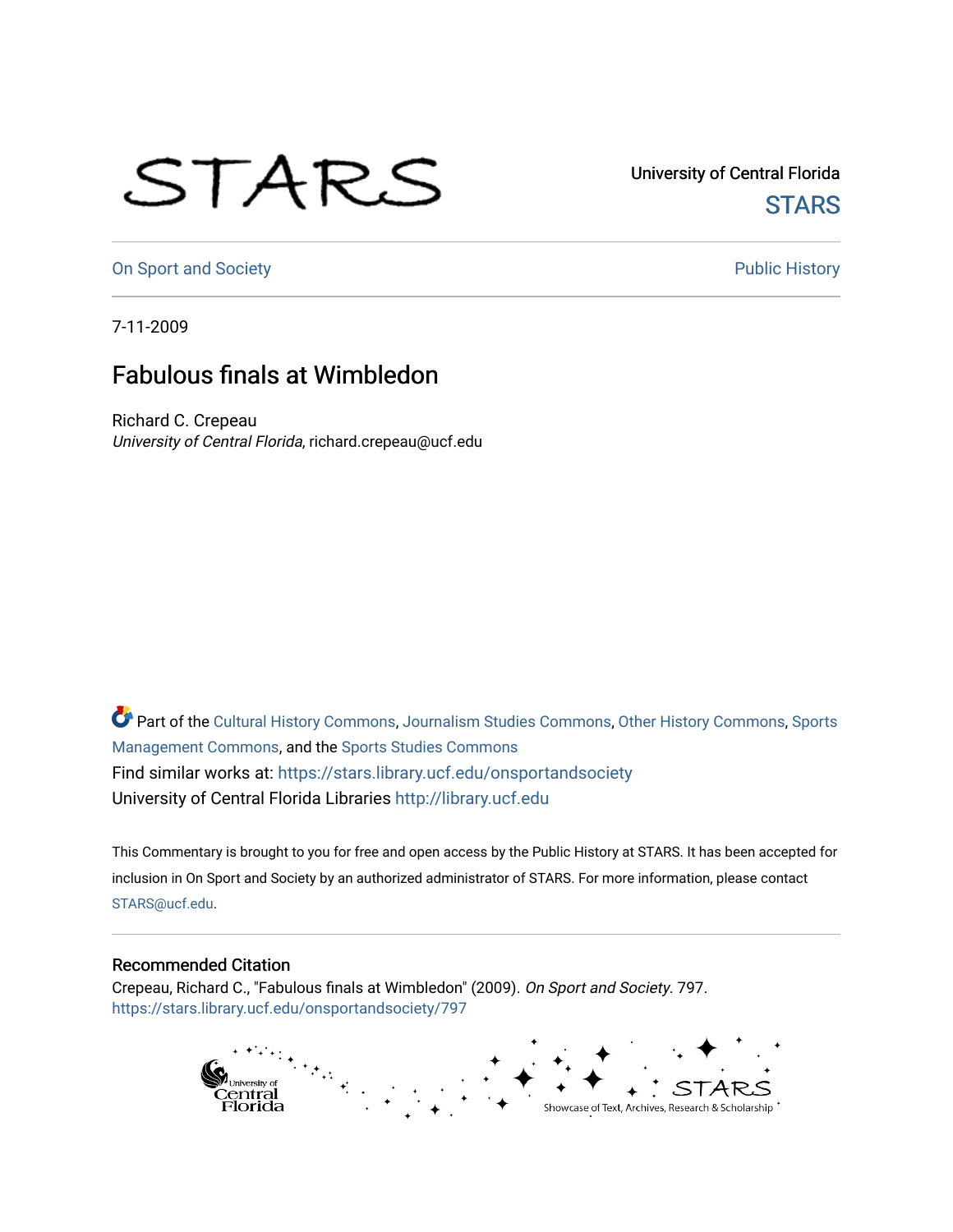University of Central Florida

STARS

On Sport and Society

Public History

7-11-2009

# Fabulous finals at Wimbledon

Richard C. Crepeau
*University of Central Florida*, richard.crepeau@ucf.edu

Part of the Cultural History Commons, Journalism Studies Commons, Other History Commons, Sports Management Commons, and the Sports Studies Commons

Find similar works at: https://stars.library.ucf.edu/onsportandsociety

University of Central Florida Libraries http://library.ucf.edu

This Commentary is brought to you for free and open access by the Public History at STARS. It has been accepted for inclusion in On Sport and Society by an authorized administrator of STARS. For more information, please contact STARS@ucf.edu.

## Recommended Citation

Crepeau, Richard C., "Fabulous finals at Wimbledon" (2009). *On Sport and Society*. 797.
https://stars.library.ucf.edu/onsportandsociety/797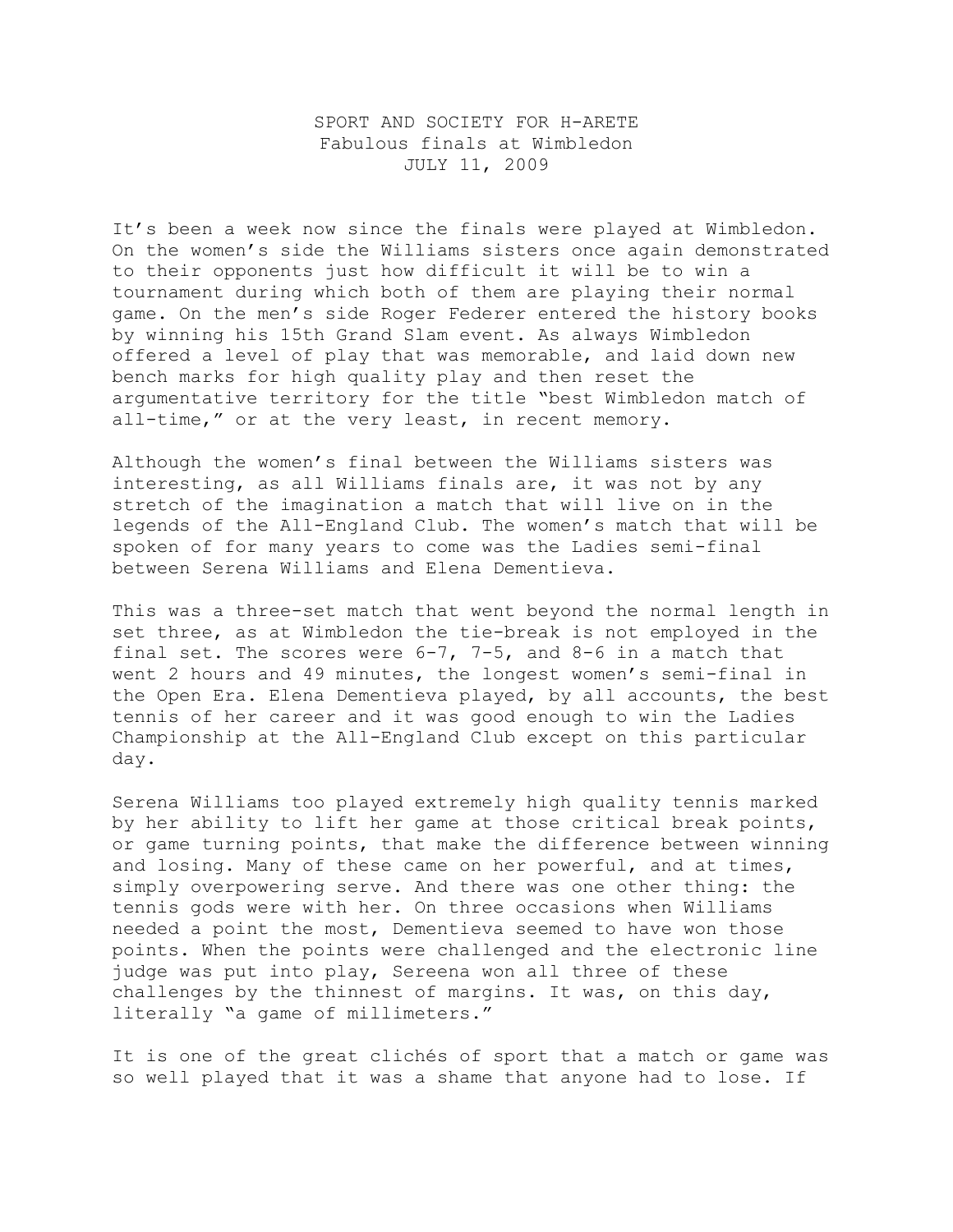SPORT AND SOCIETY FOR H-ARETE
Fabulous finals at Wimbledon
JULY 11, 2009

It's been a week now since the finals were played at Wimbledon. On the women's side the Williams sisters once again demonstrated to their opponents just how difficult it will be to win a tournament during which both of them are playing their normal game. On the men's side Roger Federer entered the history books by winning his 15th Grand Slam event. As always Wimbledon offered a level of play that was memorable, and laid down new bench marks for high quality play and then reset the argumentative territory for the title "best Wimbledon match of all-time," or at the very least, in recent memory.

Although the women's final between the Williams sisters was interesting, as all Williams finals are, it was not by any stretch of the imagination a match that will live on in the legends of the All-England Club. The women's match that will be spoken of for many years to come was the Ladies semi-final between Serena Williams and Elena Dementieva.

This was a three-set match that went beyond the normal length in set three, as at Wimbledon the tie-break is not employed in the final set. The scores were 6-7, 7-5, and 8-6 in a match that went 2 hours and 49 minutes, the longest women's semi-final in the Open Era. Elena Dementieva played, by all accounts, the best tennis of her career and it was good enough to win the Ladies Championship at the All-England Club except on this particular day.

Serena Williams too played extremely high quality tennis marked by her ability to lift her game at those critical break points, or game turning points, that make the difference between winning and losing. Many of these came on her powerful, and at times, simply overpowering serve. And there was one other thing: the tennis gods were with her. On three occasions when Williams needed a point the most, Dementieva seemed to have won those points. When the points were challenged and the electronic line judge was put into play, Sereena won all three of these challenges by the thinnest of margins. It was, on this day, literally "a game of millimeters."

It is one of the great clichés of sport that a match or game was so well played that it was a shame that anyone had to lose. If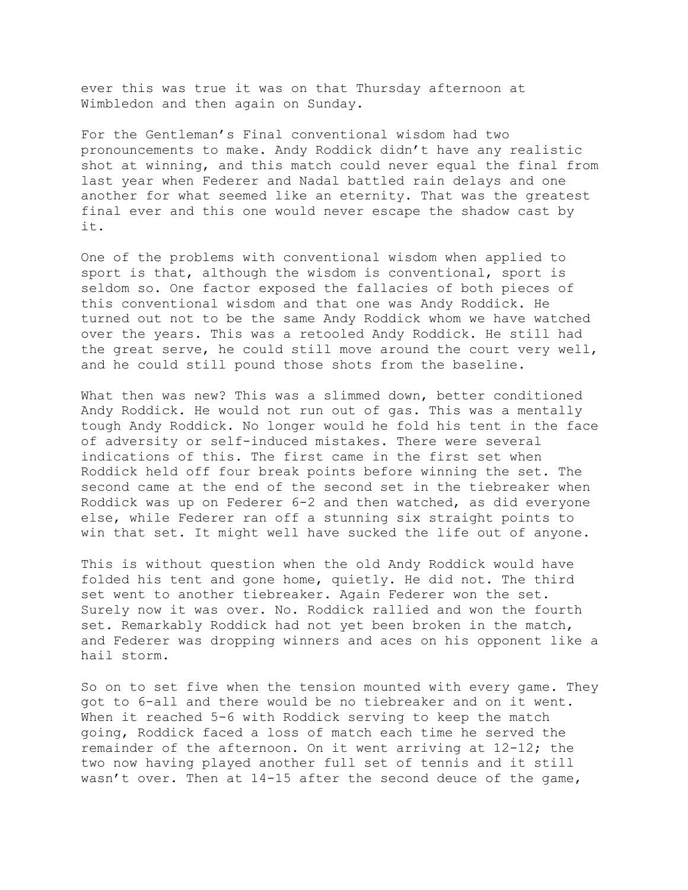ever this was true it was on that Thursday afternoon at Wimbledon and then again on Sunday.

For the Gentleman's Final conventional wisdom had two pronouncements to make. Andy Roddick didn't have any realistic shot at winning, and this match could never equal the final from last year when Federer and Nadal battled rain delays and one another for what seemed like an eternity. That was the greatest final ever and this one would never escape the shadow cast by it.

One of the problems with conventional wisdom when applied to sport is that, although the wisdom is conventional, sport is seldom so. One factor exposed the fallacies of both pieces of this conventional wisdom and that one was Andy Roddick. He turned out not to be the same Andy Roddick whom we have watched over the years. This was a retooled Andy Roddick. He still had the great serve, he could still move around the court very well, and he could still pound those shots from the baseline.

What then was new? This was a slimmed down, better conditioned Andy Roddick. He would not run out of gas. This was a mentally tough Andy Roddick. No longer would he fold his tent in the face of adversity or self-induced mistakes. There were several indications of this. The first came in the first set when Roddick held off four break points before winning the set. The second came at the end of the second set in the tiebreaker when Roddick was up on Federer 6-2 and then watched, as did everyone else, while Federer ran off a stunning six straight points to win that set. It might well have sucked the life out of anyone.

This is without question when the old Andy Roddick would have folded his tent and gone home, quietly. He did not. The third set went to another tiebreaker. Again Federer won the set. Surely now it was over. No. Roddick rallied and won the fourth set. Remarkably Roddick had not yet been broken in the match, and Federer was dropping winners and aces on his opponent like a hail storm.

So on to set five when the tension mounted with every game. They got to 6-all and there would be no tiebreaker and on it went. When it reached 5-6 with Roddick serving to keep the match going, Roddick faced a loss of match each time he served the remainder of the afternoon. On it went arriving at 12-12; the two now having played another full set of tennis and it still wasn't over. Then at 14-15 after the second deuce of the game,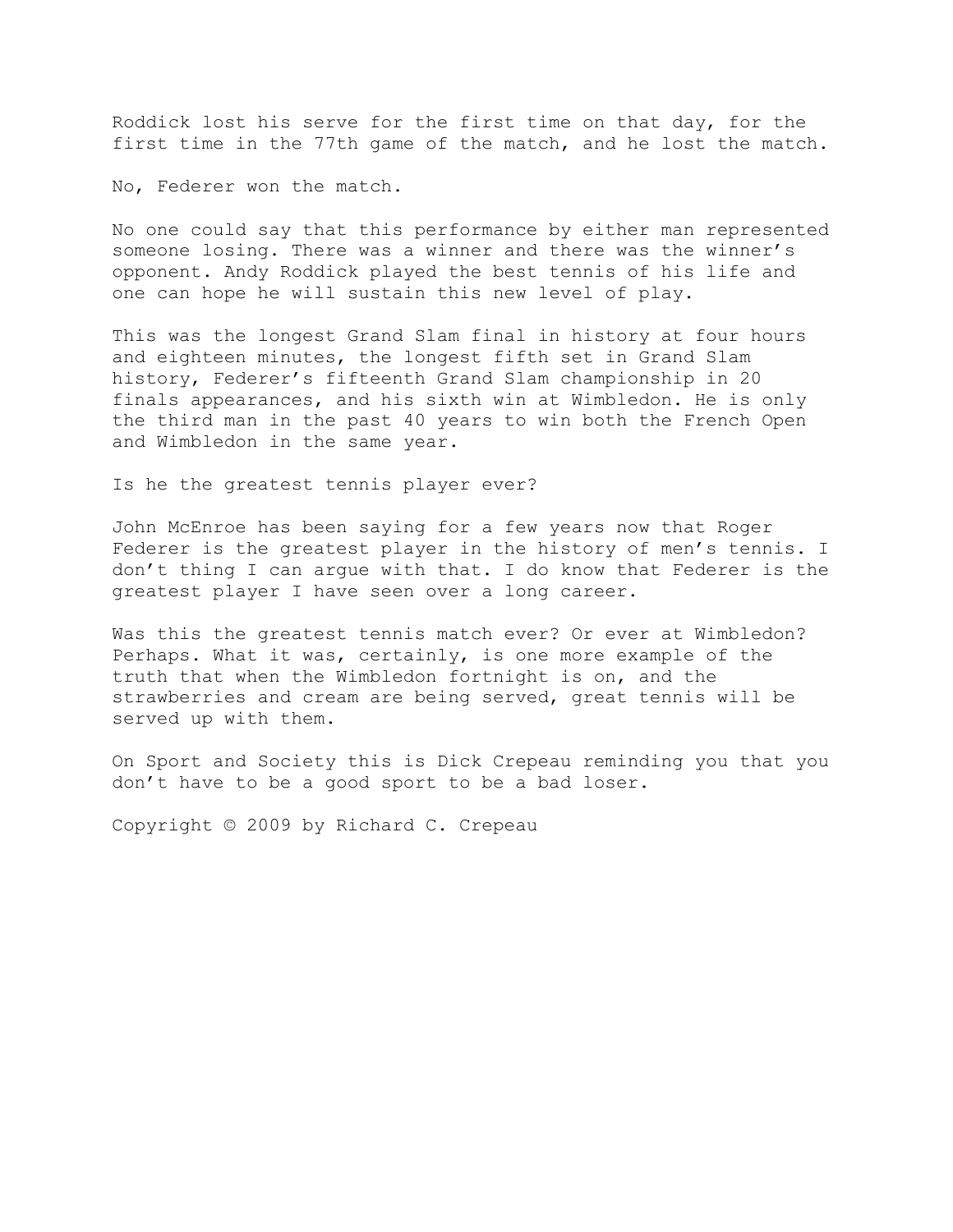Roddick lost his serve for the first time on that day, for the first time in the 77th game of the match, and he lost the match.

No, Federer won the match.

No one could say that this performance by either man represented someone losing. There was a winner and there was the winner's opponent. Andy Roddick played the best tennis of his life and one can hope he will sustain this new level of play.

This was the longest Grand Slam final in history at four hours and eighteen minutes, the longest fifth set in Grand Slam history, Federer's fifteenth Grand Slam championship in 20 finals appearances, and his sixth win at Wimbledon. He is only the third man in the past 40 years to win both the French Open and Wimbledon in the same year.

Is he the greatest tennis player ever?

John McEnroe has been saying for a few years now that Roger Federer is the greatest player in the history of men's tennis. I don't thing I can argue with that. I do know that Federer is the greatest player I have seen over a long career.

Was this the greatest tennis match ever? Or ever at Wimbledon? Perhaps. What it was, certainly, is one more example of the truth that when the Wimbledon fortnight is on, and the strawberries and cream are being served, great tennis will be served up with them.

On Sport and Society this is Dick Crepeau reminding you that you don't have to be a good sport to be a bad loser.

Copyright © 2009 by Richard C. Crepeau